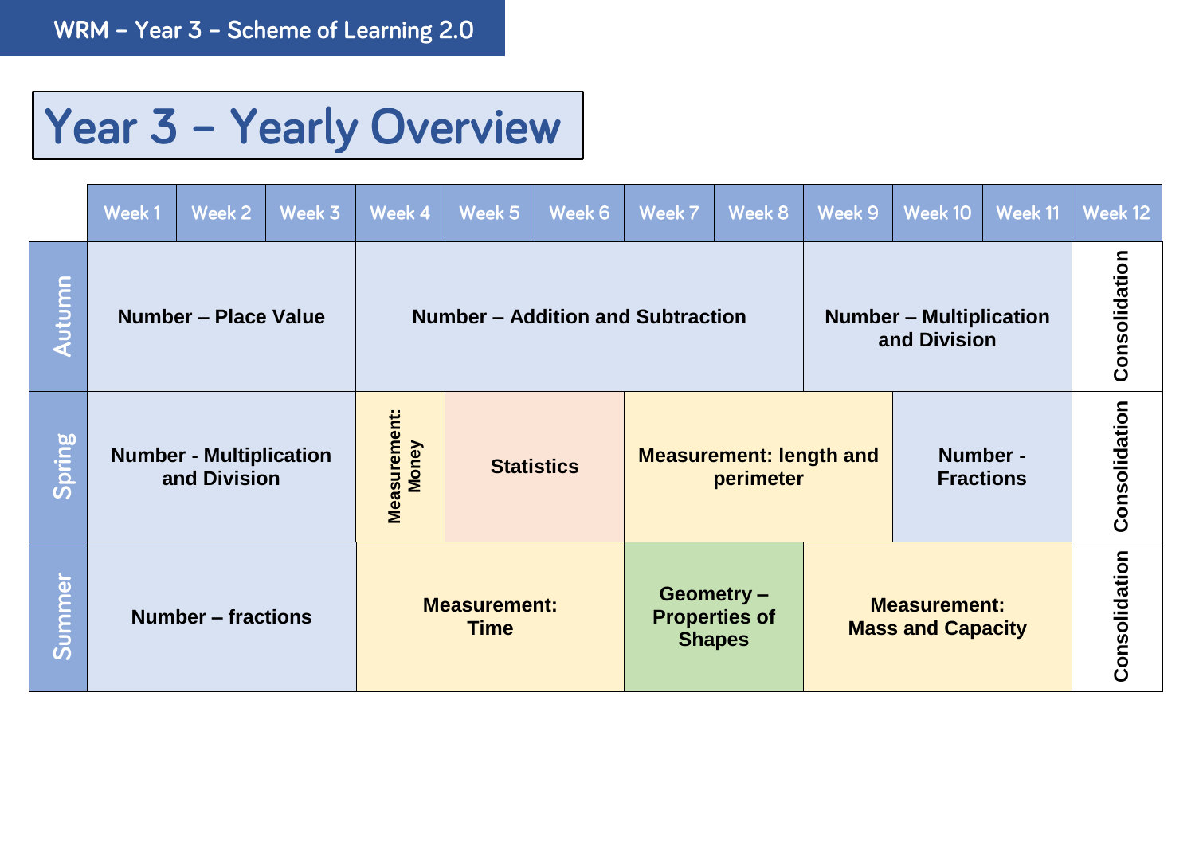WRM – Year 3 – Scheme of Learning 2.0

# Year 3 – Yearly Overview

| | Week 1 | Week 2 | Week 3 | Week 4 | Week 5 | Week 6 | Week 7 | Week 8 | Week 9 | Week 10 | Week 11 | Week 12 |
|---|---|---|---|---|---|---|---|---|---|---|---|---|
| Autumn | Number – Place Value | | | Number – Addition and Subtraction | | | | | Number – Multiplication and Division | | | Consolidation |
| Spring | Number - Multiplication and Division | | | Measurement: Money | Statistics | | Measurement: length and perimeter | | | Number - Fractions | | Consolidation |
| Summer | Number – fractions | | | Measurement: Time | | | Geometry – Properties of Shapes | | Measurement: Mass and Capacity | | | Consolidation |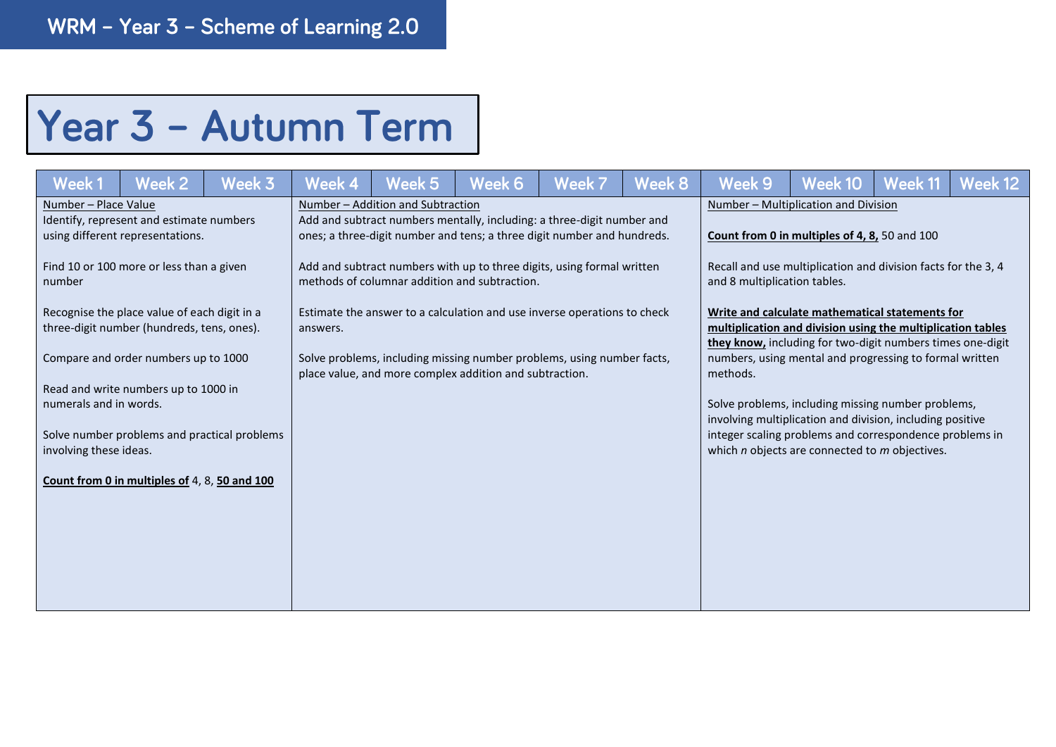WRM – Year 3 – Scheme of Learning 2.0

# Year 3 – Autumn Term

| Week 1 | Week 2 | Week 3 | Week 4 | Week 5 | Week 6 | Week 7 | Week 8 | Week 9 | Week 10 | Week 11 | Week 12 |
|---|---|---|---|---|---|---|---|---|---|---|---|
| Number – Place Value<br>Identify, represent and estimate numbers using different representations.<br><br>Find 10 or 100 more or less than a given number<br><br>Recognise the place value of each digit in a three-digit number (hundreds, tens, ones).<br><br>Compare and order numbers up to 1000<br><br>Read and write numbers up to 1000 in numerals and in words.<br><br>Solve number problems and practical problems involving these ideas.<br><br>**Count from 0 in multiples of** 4, 8, **50 and 100** | | | Number – Addition and Subtraction<br>Add and subtract numbers mentally, including: a three-digit number and ones; a three-digit number and tens; a three digit number and hundreds.<br><br>Add and subtract numbers with up to three digits, using formal written methods of columnar addition and subtraction.<br><br>Estimate the answer to a calculation and use inverse operations to check answers.<br><br>Solve problems, including missing number problems, using number facts, place value, and more complex addition and subtraction. | | | | | Number – Multiplication and Division<br><br>**Count from 0 in multiples of 4, 8,** 50 and 100<br><br>Recall and use multiplication and division facts for the 3, 4 and 8 multiplication tables.<br><br>**Write and calculate mathematical statements for multiplication and division using the multiplication tables they know,** including for two-digit numbers times one-digit numbers, using mental and progressing to formal written methods.<br><br>Solve problems, including missing number problems, involving multiplication and division, including positive integer scaling problems and correspondence problems in which *n* objects are connected to *m* objectives. | | | |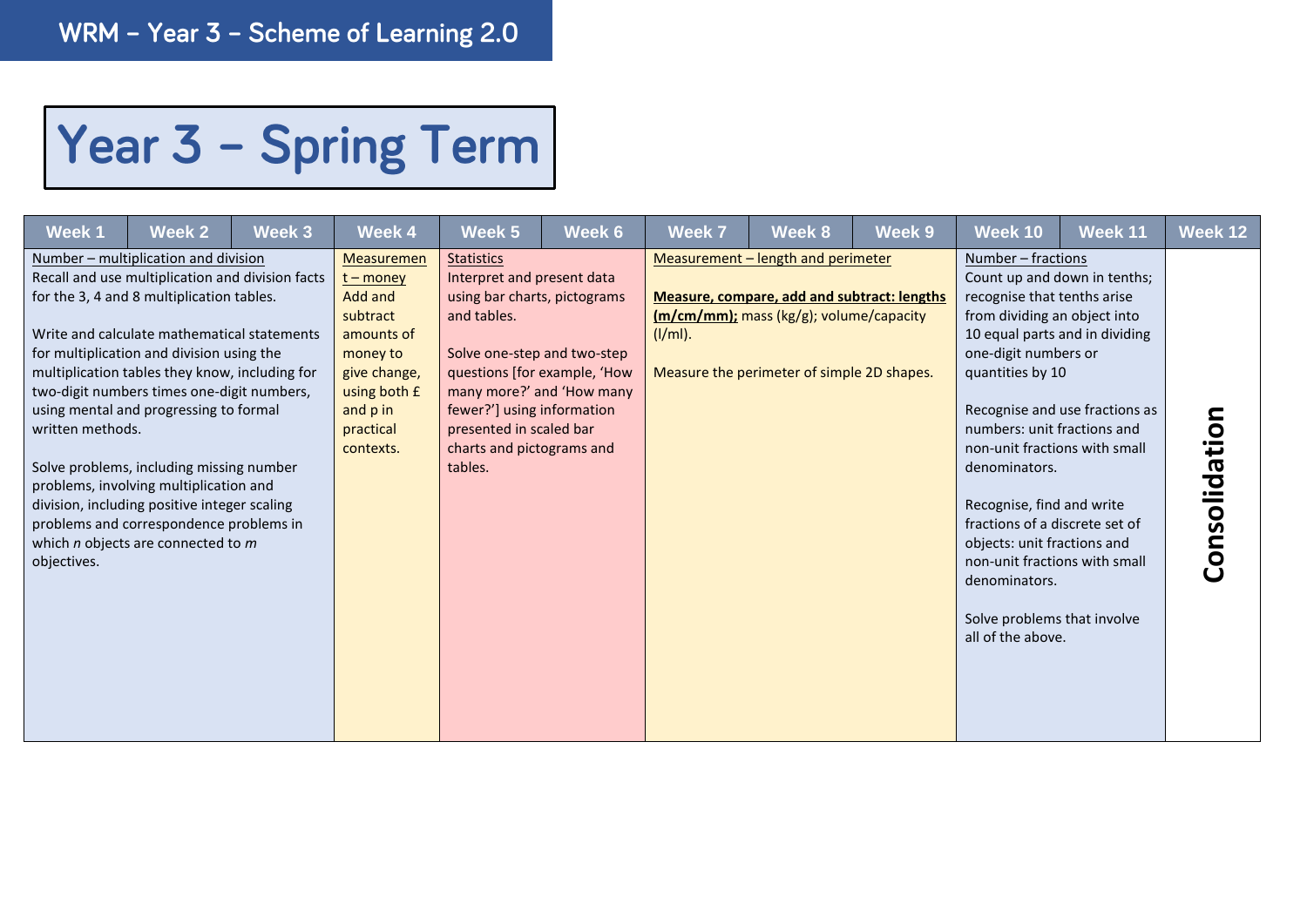# WRM – Year 3 – Scheme of Learning 2.0

## Year 3 – Spring Term

| Week 1 | Week 2 | Week 3 | Week 4 | Week 5 | Week 6 | Week 7 | Week 8 | Week 9 | Week 10 | Week 11 | Week 12 |
|---|---|---|---|---|---|---|---|---|---|---|---|
| Number – multiplication and division<br>Recall and use multiplication and division facts for the 3, 4 and 8 multiplication tables.<br><br>Write and calculate mathematical statements for multiplication and division using the multiplication tables they know, including for two-digit numbers times one-digit numbers, using mental and progressing to formal written methods.<br><br>Solve problems, including missing number problems, involving multiplication and division, including positive integer scaling problems and correspondence problems in which *n* objects are connected to *m* objectives. | | | Measurement – money<br>Add and subtract amounts of money to give change, using both £ and p in practical contexts. | Statistics<br>Interpret and present data using bar charts, pictograms and tables.<br><br>Solve one-step and two-step questions [for example, 'How many more?' and 'How many fewer?'] using information presented in scaled bar charts and pictograms and tables. | | Measurement – length and perimeter<br><br>**Measure, compare, add and subtract: lengths (m/cm/mm);** mass (kg/g); volume/capacity (l/ml).<br><br>Measure the perimeter of simple 2D shapes. | | | Number – fractions<br>Count up and down in tenths; recognise that tenths arise from dividing an object into 10 equal parts and in dividing one-digit numbers or quantities by 10<br><br>Recognise and use fractions as numbers: unit fractions and non-unit fractions with small denominators.<br><br>Recognise, find and write fractions of a discrete set of objects: unit fractions and non-unit fractions with small denominators.<br><br>Solve problems that involve all of the above. | | **Consolidation** |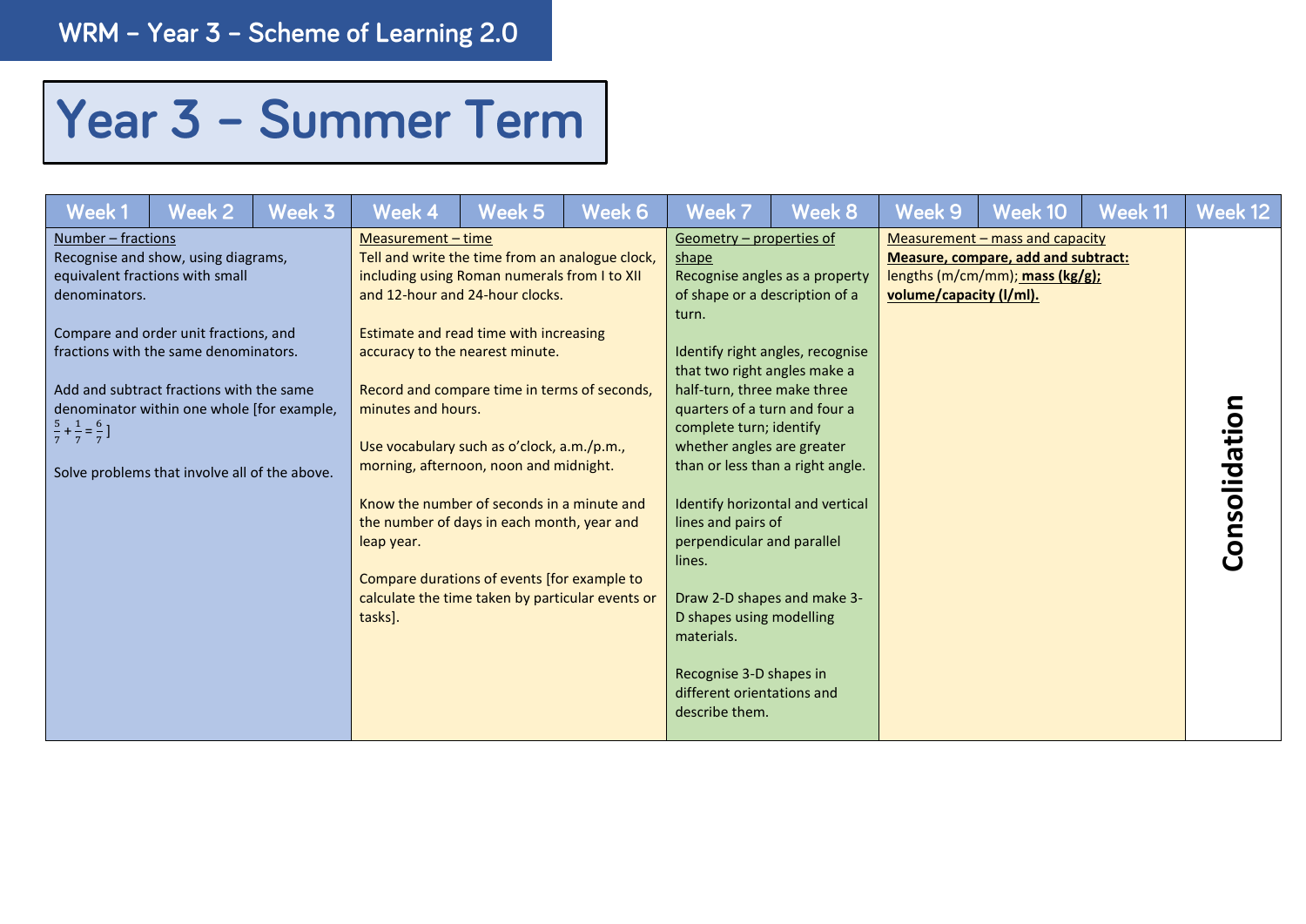WRM – Year 3 - Scheme of Learning 2.0

# Year 3 – Summer Term

| Week 1 | Week 2 | Week 3 | Week 4 | Week 5 | Week 6 | Week 7 | Week 8 | Week 9 | Week 10 | Week 11 | Week 12 |
|---|---|---|---|---|---|---|---|---|---|---|---|
| Number – fractions<br>Recognise and show, using diagrams, equivalent fractions with small denominators.<br><br>Compare and order unit fractions, and fractions with the same denominators.<br><br>Add and subtract fractions with the same denominator within one whole [for example, $\frac{5}{7}+\frac{1}{7}=\frac{6}{7}$]<br><br>Solve problems that involve all of the above. | | | Measurement – time<br>Tell and write the time from an analogue clock, including using Roman numerals from I to XII and 12-hour and 24-hour clocks.<br><br>Estimate and read time with increasing accuracy to the nearest minute.<br><br>Record and compare time in terms of seconds, minutes and hours.<br><br>Use vocabulary such as o'clock, a.m./p.m., morning, afternoon, noon and midnight.<br><br>Know the number of seconds in a minute and the number of days in each month, year and leap year.<br><br>Compare durations of events [for example to calculate the time taken by particular events or tasks]. | | | Geometry – properties of shape<br>Recognise angles as a property of shape or a description of a turn.<br><br>Identify right angles, recognise that two right angles make a half-turn, three make three quarters of a turn and four a complete turn; identify whether angles are greater than or less than a right angle.<br><br>Identify horizontal and vertical lines and pairs of perpendicular and parallel lines.<br><br>Draw 2-D shapes and make 3-D shapes using modelling materials.<br><br>Recognise 3-D shapes in different orientations and describe them. | | Measurement – mass and capacity<br>**Measure, compare, add and subtract:** lengths (m/cm/mm); **mass (kg/g); volume/capacity (l/ml).** | | | **Consolidation** |